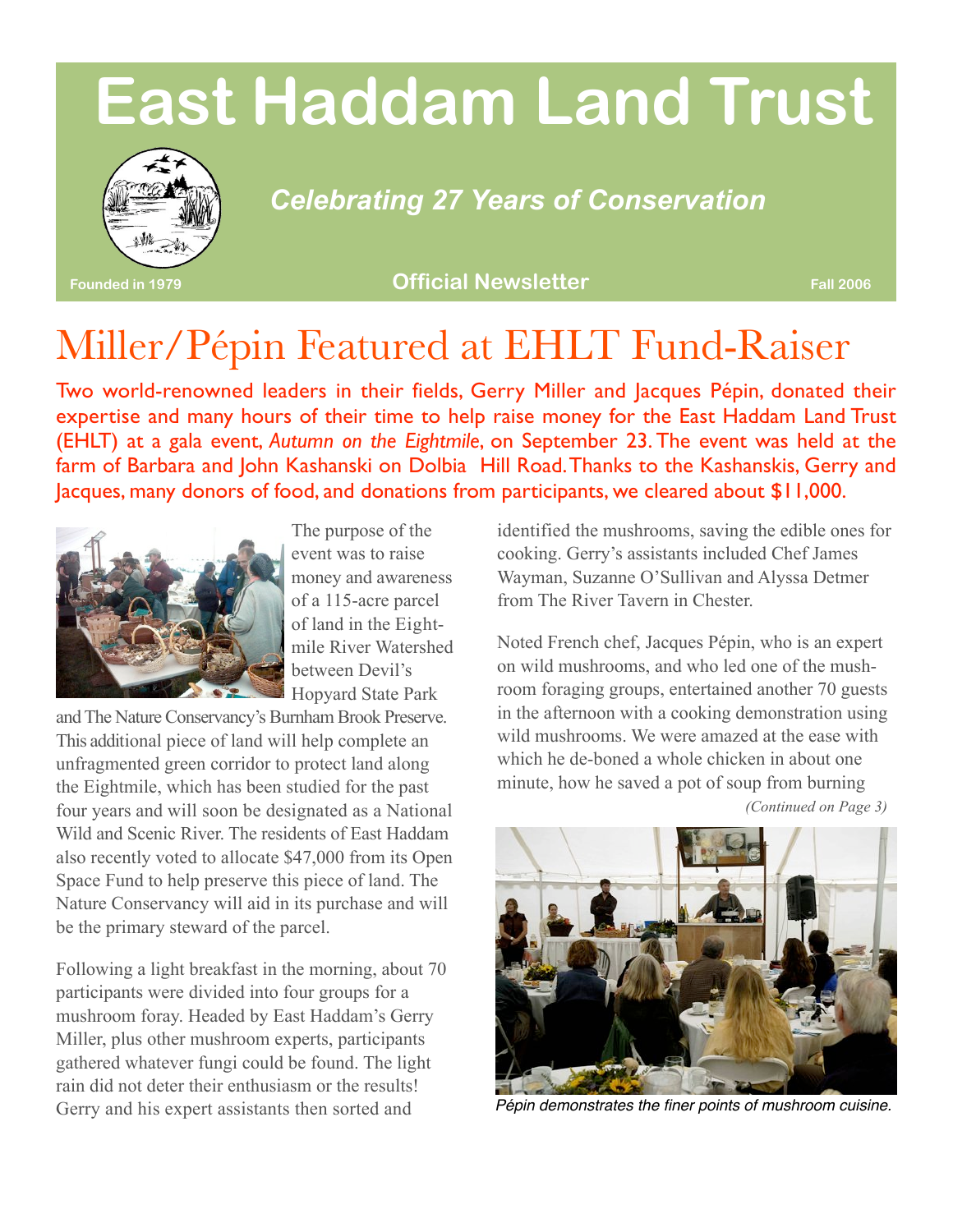# East Haddam Land Trust

*Celebrating 27 Years of Conservation*

Founded in 1979 — **Official Newsletter** — Fall 2006

## Miller/Pépin Featured at EHLT Fund-Raiser

Two world-renowned leaders in their fields, Gerry Miller and Jacques Pépin, donated their expertise and many hours of their time to help raise money for the East Haddam Land Trust (EHLT) at a gala event, *Autumn on the Eightmile*, on September 23. The event was held at the farm of Barbara and John Kashanski on Dolbia Hill Road. Thanks to the Kashanskis, Gerry and Jacques, many donors of food, and donations from participants, we cleared about $11,000.

The purpose of the event was to raise money and awareness of a 115-acre parcel of land in the Eightmile River Watershed between Devil's Hopyard State Park and The Nature Conservancy's Burnham Brook Preserve. This additional piece of land will help complete an unfragmented green corridor to protect land along the Eightmile, which has been studied for the past four years and will soon be designated as a National Wild and Scenic River. The residents of East Haddam also recently voted to allocate $47,000 from its Open Space Fund to help preserve this piece of land. The Nature Conservancy will aid in its purchase and will be the primary steward of the parcel.

Following a light breakfast in the morning, about 70 participants were divided into four groups for a mushroom foray. Headed by East Haddam's Gerry Miller, plus other mushroom experts, participants gathered whatever fungi could be found. The light rain did not deter their enthusiasm or the results! Gerry and his expert assistants then sorted and identified the mushrooms, saving the edible ones for cooking. Gerry's assistants included Chef James Wayman, Suzanne O'Sullivan and Alyssa Detmer from The River Tavern in Chester.

Noted French chef, Jacques Pépin, who is an expert on wild mushrooms, and who led one of the mushroom foraging groups, entertained another 70 guests in the afternoon with a cooking demonstration using wild mushrooms. We were amazed at the ease with which he de-boned a whole chicken in about one minute, how he saved a pot of soup from burning

*(Continued on Page 3)*

*Pépin demonstrates the finer points of mushroom cuisine.*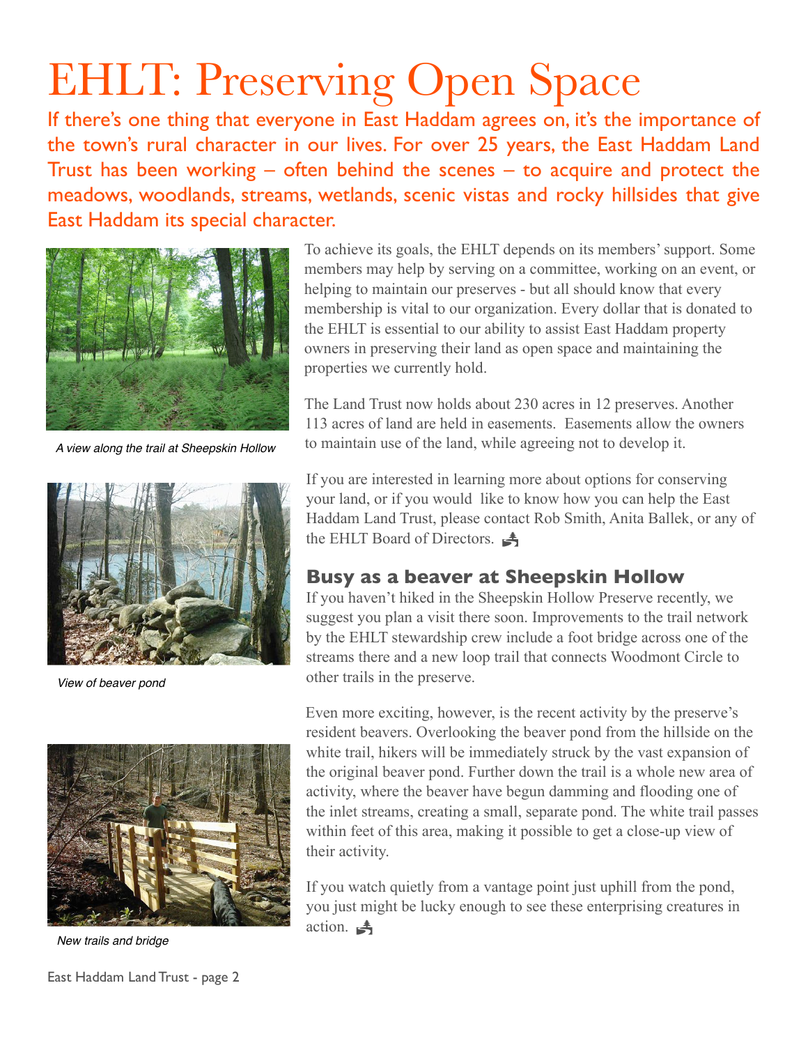# EHLT: Preserving Open Space

If there's one thing that everyone in East Haddam agrees on, it's the importance of the town's rural character in our lives. For over 25 years, the East Haddam Land Trust has been working – often behind the scenes – to acquire and protect the meadows, woodlands, streams, wetlands, scenic vistas and rocky hillsides that give East Haddam its special character.

*A view along the trail at Sheepskin Hollow*

*View of beaver pond*

*New trails and bridge*

To achieve its goals, the EHLT depends on its members' support. Some members may help by serving on a committee, working on an event, or helping to maintain our preserves - but all should know that every membership is vital to our organization. Every dollar that is donated to the EHLT is essential to our ability to assist East Haddam property owners in preserving their land as open space and maintaining the properties we currently hold.

The Land Trust now holds about 230 acres in 12 preserves. Another 113 acres of land are held in easements. Easements allow the owners to maintain use of the land, while agreeing not to develop it.

If you are interested in learning more about options for conserving your land, or if you would like to know how you can help the East Haddam Land Trust, please contact Rob Smith, Anita Ballek, or any of the EHLT Board of Directors.

## Busy as a beaver at Sheepskin Hollow

If you haven't hiked in the Sheepskin Hollow Preserve recently, we suggest you plan a visit there soon. Improvements to the trail network by the EHLT stewardship crew include a foot bridge across one of the streams there and a new loop trail that connects Woodmont Circle to other trails in the preserve.

Even more exciting, however, is the recent activity by the preserve's resident beavers. Overlooking the beaver pond from the hillside on the white trail, hikers will be immediately struck by the vast expansion of the original beaver pond. Further down the trail is a whole new area of activity, where the beaver have begun damming and flooding one of the inlet streams, creating a small, separate pond. The white trail passes within feet of this area, making it possible to get a close-up view of their activity.

If you watch quietly from a vantage point just uphill from the pond, you just might be lucky enough to see these enterprising creatures in action.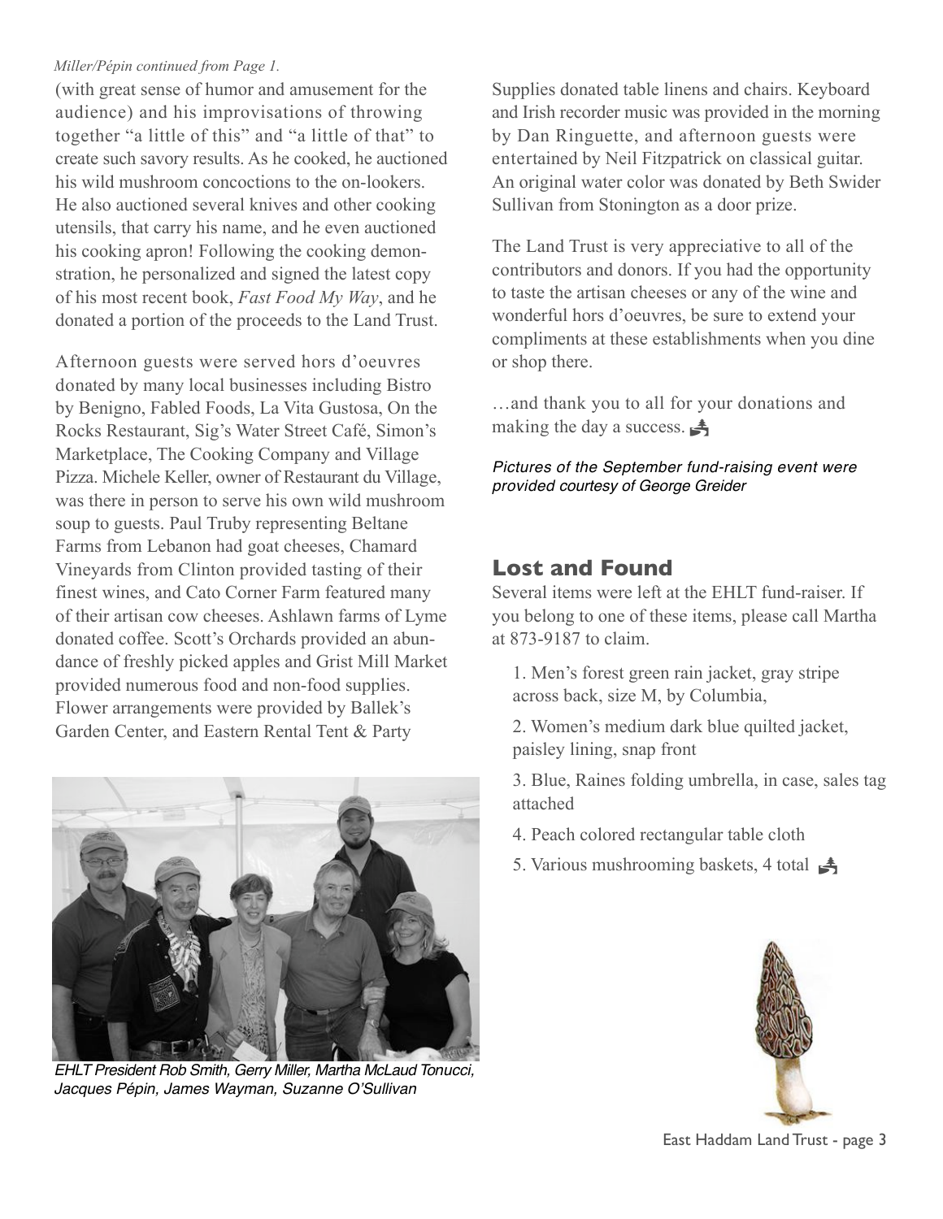*Miller/Pépin continued from Page 1.*

(with great sense of humor and amusement for the audience) and his improvisations of throwing together "a little of this" and "a little of that" to create such savory results. As he cooked, he auctioned his wild mushroom concoctions to the on-lookers. He also auctioned several knives and other cooking utensils, that carry his name, and he even auctioned his cooking apron! Following the cooking demonstration, he personalized and signed the latest copy of his most recent book, *Fast Food My Way*, and he donated a portion of the proceeds to the Land Trust.

Afternoon guests were served hors d'oeuvres donated by many local businesses including Bistro by Benigno, Fabled Foods, La Vita Gustosa, On the Rocks Restaurant, Sig's Water Street Café, Simon's Marketplace, The Cooking Company and Village Pizza. Michele Keller, owner of Restaurant du Village, was there in person to serve his own wild mushroom soup to guests. Paul Truby representing Beltane Farms from Lebanon had goat cheeses, Chamard Vineyards from Clinton provided tasting of their finest wines, and Cato Corner Farm featured many of their artisan cow cheeses. Ashlawn farms of Lyme donated coffee. Scott's Orchards provided an abundance of freshly picked apples and Grist Mill Market provided numerous food and non-food supplies. Flower arrangements were provided by Ballek's Garden Center, and Eastern Rental Tent & Party Supplies donated table linens and chairs. Keyboard and Irish recorder music was provided in the morning by Dan Ringuette, and afternoon guests were entertained by Neil Fitzpatrick on classical guitar. An original water color was donated by Beth Swider Sullivan from Stonington as a door prize.

*EHLT President Rob Smith, Gerry Miller, Martha McLaud Tonucci, Jacques Pépin, James Wayman, Suzanne O'Sullivan*

The Land Trust is very appreciative to all of the contributors and donors. If you had the opportunity to taste the artisan cheeses or any of the wine and wonderful hors d'oeuvres, be sure to extend your compliments at these establishments when you dine or shop there.

…and thank you to all for your donations and making the day a success.

*Pictures of the September fund-raising event were provided courtesy of George Greider*

## Lost and Found

Several items were left at the EHLT fund-raiser. If you belong to one of these items, please call Martha at 873-9187 to claim.

1. Men's forest green rain jacket, gray stripe across back, size M, by Columbia,
2. Women's medium dark blue quilted jacket, paisley lining, snap front
3. Blue, Raines folding umbrella, in case, sales tag attached
4. Peach colored rectangular table cloth
5. Various mushrooming baskets, 4 total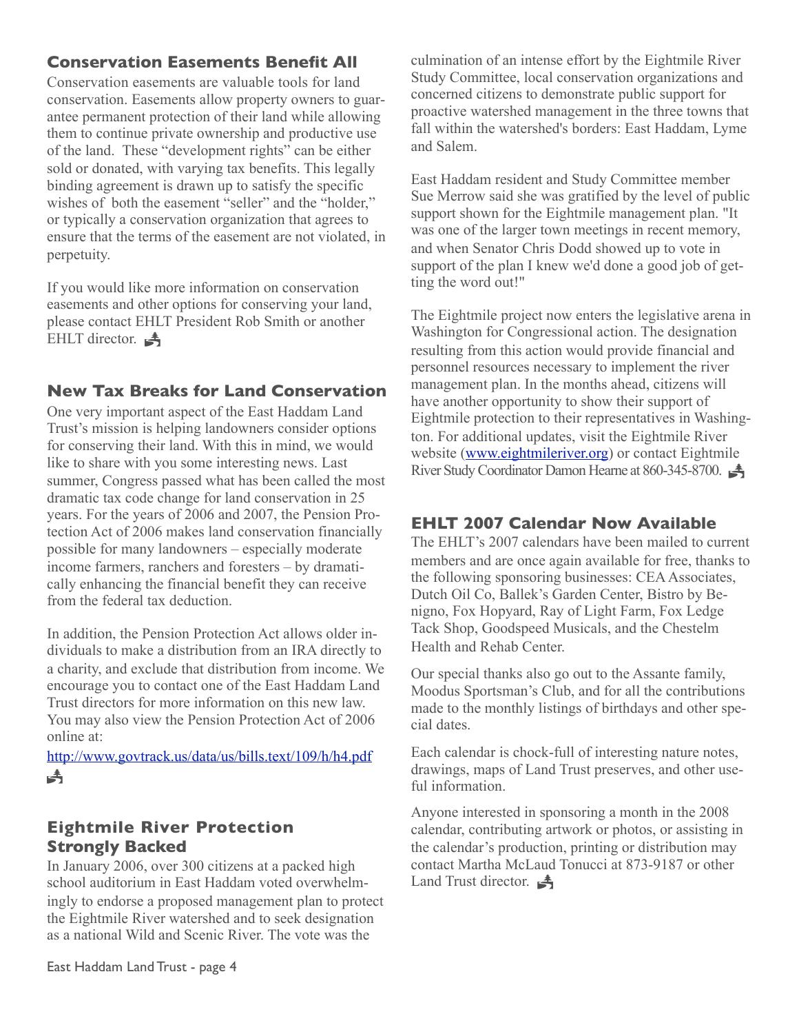## Conservation Easements Benefit All

Conservation easements are valuable tools for land conservation. Easements allow property owners to guarantee permanent protection of their land while allowing them to continue private ownership and productive use of the land. These "development rights" can be either sold or donated, with varying tax benefits. This legally binding agreement is drawn up to satisfy the specific wishes of both the easement "seller" and the "holder," or typically a conservation organization that agrees to ensure that the terms of the easement are not violated, in perpetuity.

If you would like more information on conservation easements and other options for conserving your land, please contact EHLT President Rob Smith or another EHLT director.

## New Tax Breaks for Land Conservation

One very important aspect of the East Haddam Land Trust's mission is helping landowners consider options for conserving their land. With this in mind, we would like to share with you some interesting news. Last summer, Congress passed what has been called the most dramatic tax code change for land conservation in 25 years. For the years of 2006 and 2007, the Pension Protection Act of 2006 makes land conservation financially possible for many landowners – especially moderate income farmers, ranchers and foresters – by dramatically enhancing the financial benefit they can receive from the federal tax deduction.

In addition, the Pension Protection Act allows older individuals to make a distribution from an IRA directly to a charity, and exclude that distribution from income. We encourage you to contact one of the East Haddam Land Trust directors for more information on this new law. You may also view the Pension Protection Act of 2006 online at:

http://www.govtrack.us/data/us/bills.text/109/h/h4.pdf

## Eightmile River Protection Strongly Backed

In January 2006, over 300 citizens at a packed high school auditorium in East Haddam voted overwhelmingly to endorse a proposed management plan to protect the Eightmile River watershed and to seek designation as a national Wild and Scenic River. The vote was the culmination of an intense effort by the Eightmile River Study Committee, local conservation organizations and concerned citizens to demonstrate public support for proactive watershed management in the three towns that fall within the watershed's borders: East Haddam, Lyme and Salem.

East Haddam resident and Study Committee member Sue Merrow said she was gratified by the level of public support shown for the Eightmile management plan. "It was one of the larger town meetings in recent memory, and when Senator Chris Dodd showed up to vote in support of the plan I knew we'd done a good job of getting the word out!"

The Eightmile project now enters the legislative arena in Washington for Congressional action. The designation resulting from this action would provide financial and personnel resources necessary to implement the river management plan. In the months ahead, citizens will have another opportunity to show their support of Eightmile protection to their representatives in Washington. For additional updates, visit the Eightmile River website (www.eightmileriver.org) or contact Eightmile River Study Coordinator Damon Hearne at 860-345-8700.

## EHLT 2007 Calendar Now Available

The EHLT's 2007 calendars have been mailed to current members and are once again available for free, thanks to the following sponsoring businesses: CEA Associates, Dutch Oil Co, Ballek's Garden Center, Bistro by Benigno, Fox Hopyard, Ray of Light Farm, Fox Ledge Tack Shop, Goodspeed Musicals, and the Chestelm Health and Rehab Center.

Our special thanks also go out to the Assante family, Moodus Sportsman's Club, and for all the contributions made to the monthly listings of birthdays and other special dates.

Each calendar is chock-full of interesting nature notes, drawings, maps of Land Trust preserves, and other useful information.

Anyone interested in sponsoring a month in the 2008 calendar, contributing artwork or photos, or assisting in the calendar's production, printing or distribution may contact Martha McLaud Tonucci at 873-9187 or other Land Trust director.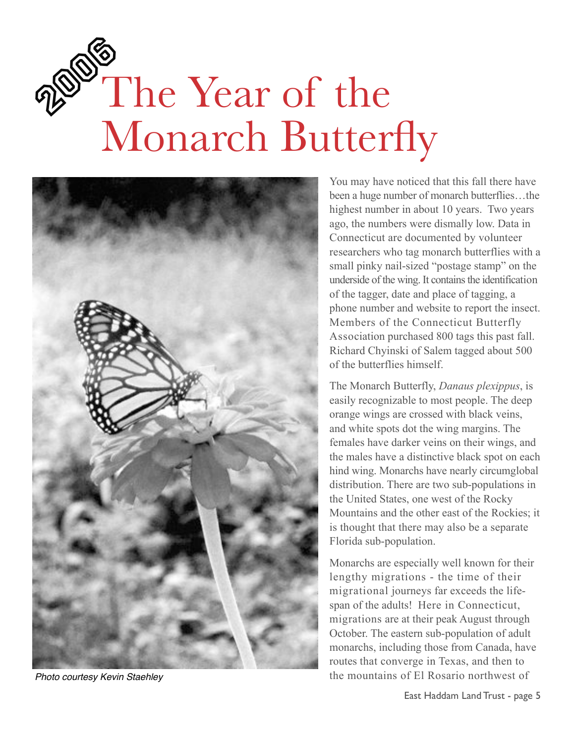# 2006 The Year of the Monarch Butterfly

Photo courtesy Kevin Staehley

You may have noticed that this fall there have been a huge number of monarch butterflies…the highest number in about 10 years. Two years ago, the numbers were dismally low. Data in Connecticut are documented by volunteer researchers who tag monarch butterflies with a small pinky nail-sized "postage stamp" on the underside of the wing. It contains the identification of the tagger, date and place of tagging, a phone number and website to report the insect. Members of the Connecticut Butterfly Association purchased 800 tags this past fall. Richard Chyinski of Salem tagged about 500 of the butterflies himself.

The Monarch Butterfly, *Danaus plexippus*, is easily recognizable to most people. The deep orange wings are crossed with black veins, and white spots dot the wing margins. The females have darker veins on their wings, and the males have a distinctive black spot on each hind wing. Monarchs have nearly circumglobal distribution. There are two sub-populations in the United States, one west of the Rocky Mountains and the other east of the Rockies; it is thought that there may also be a separate Florida sub-population.

Monarchs are especially well known for their lengthy migrations - the time of their migrational journeys far exceeds the life-span of the adults! Here in Connecticut, migrations are at their peak August through October. The eastern sub-population of adult monarchs, including those from Canada, have routes that converge in Texas, and then to the mountains of El Rosario northwest of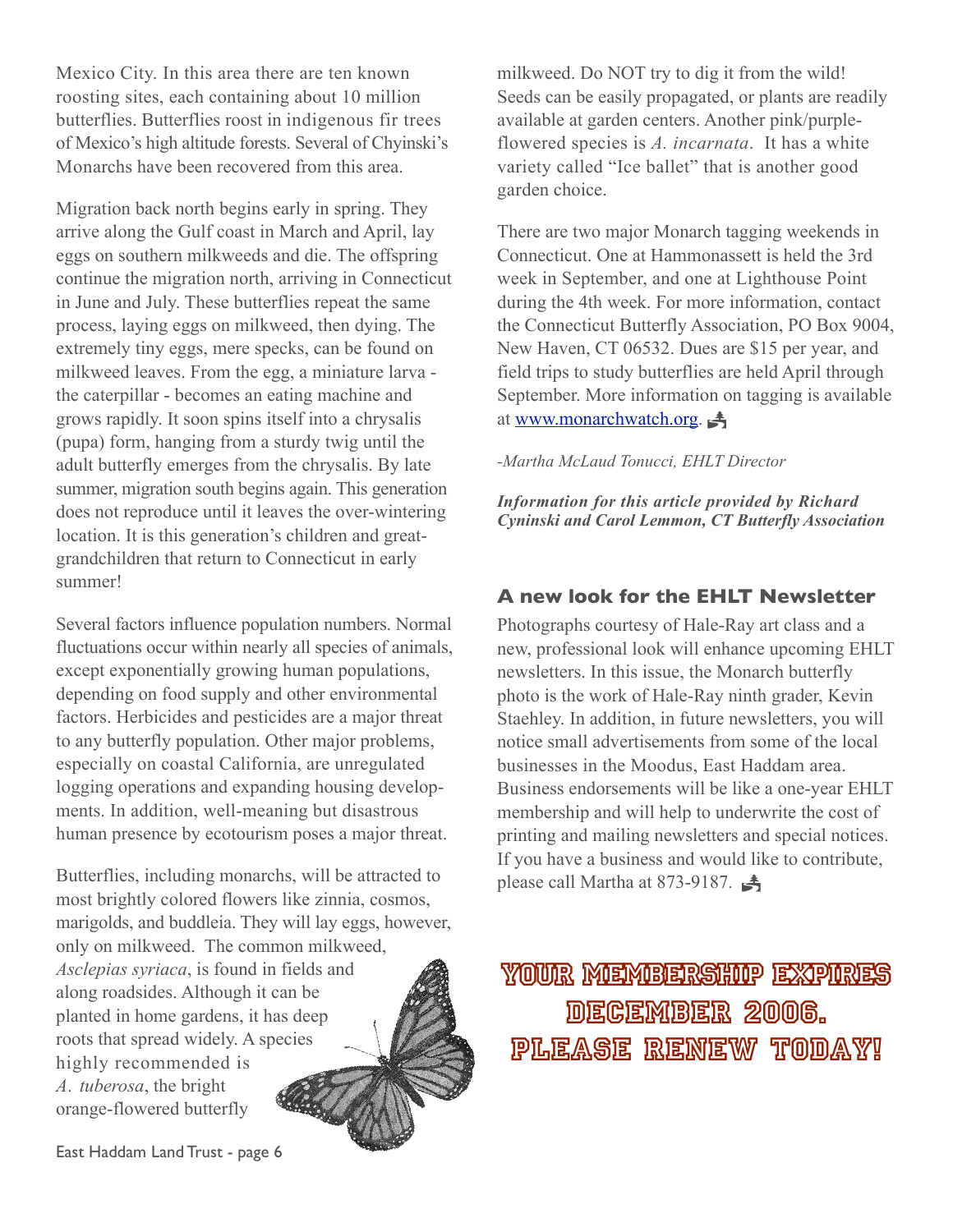Mexico City. In this area there are ten known roosting sites, each containing about 10 million butterflies. Butterflies roost in indigenous fir trees of Mexico's high altitude forests. Several of Chyinski's Monarchs have been recovered from this area.

Migration back north begins early in spring. They arrive along the Gulf coast in March and April, lay eggs on southern milkweeds and die. The offspring continue the migration north, arriving in Connecticut in June and July. These butterflies repeat the same process, laying eggs on milkweed, then dying. The extremely tiny eggs, mere specks, can be found on milkweed leaves. From the egg, a miniature larva - the caterpillar - becomes an eating machine and grows rapidly. It soon spins itself into a chrysalis (pupa) form, hanging from a sturdy twig until the adult butterfly emerges from the chrysalis. By late summer, migration south begins again. This generation does not reproduce until it leaves the over-wintering location. It is this generation's children and great-grandchildren that return to Connecticut in early summer!

Several factors influence population numbers. Normal fluctuations occur within nearly all species of animals, except exponentially growing human populations, depending on food supply and other environmental factors. Herbicides and pesticides are a major threat to any butterfly population. Other major problems, especially on coastal California, are unregulated logging operations and expanding housing developments. In addition, well-meaning but disastrous human presence by ecotourism poses a major threat.

Butterflies, including monarchs, will be attracted to most brightly colored flowers like zinnia, cosmos, marigolds, and buddleia. They will lay eggs, however, only on milkweed. The common milkweed, *Asclepias syriaca*, is found in fields and along roadsides. Although it can be planted in home gardens, it has deep roots that spread widely. A species highly recommended is *A. tuberosa*, the bright orange-flowered butterfly milkweed. Do NOT try to dig it from the wild! Seeds can be easily propagated, or plants are readily available at garden centers. Another pink/purple-flowered species is *A. incarnata*. It has a white variety called "Ice ballet" that is another good garden choice.

There are two major Monarch tagging weekends in Connecticut. One at Hammonassett is held the 3rd week in September, and one at Lighthouse Point during the 4th week. For more information, contact the Connecticut Butterfly Association, PO Box 9004, New Haven, CT 06532. Dues are $15 per year, and field trips to study butterflies are held April through September. More information on tagging is available at [www.monarchwatch.org](http://www.monarchwatch.org).

*-Martha McLaud Tonucci, EHLT Director*

***Information for this article provided by Richard Cyninski and Carol Lemmon, CT Butterfly Association***

## A new look for the EHLT Newsletter

Photographs courtesy of Hale-Ray art class and a new, professional look will enhance upcoming EHLT newsletters. In this issue, the Monarch butterfly photo is the work of Hale-Ray ninth grader, Kevin Staehley. In addition, in future newsletters, you will notice small advertisements from some of the local businesses in the Moodus, East Haddam area. Business endorsements will be like a one-year EHLT membership and will help to underwrite the cost of printing and mailing newsletters and special notices. If you have a business and would like to contribute, please call Martha at 873-9187.

**YOUR MEMBERSHIP EXPIRES DECEMBER 2006. PLEASE RENEW TODAY!**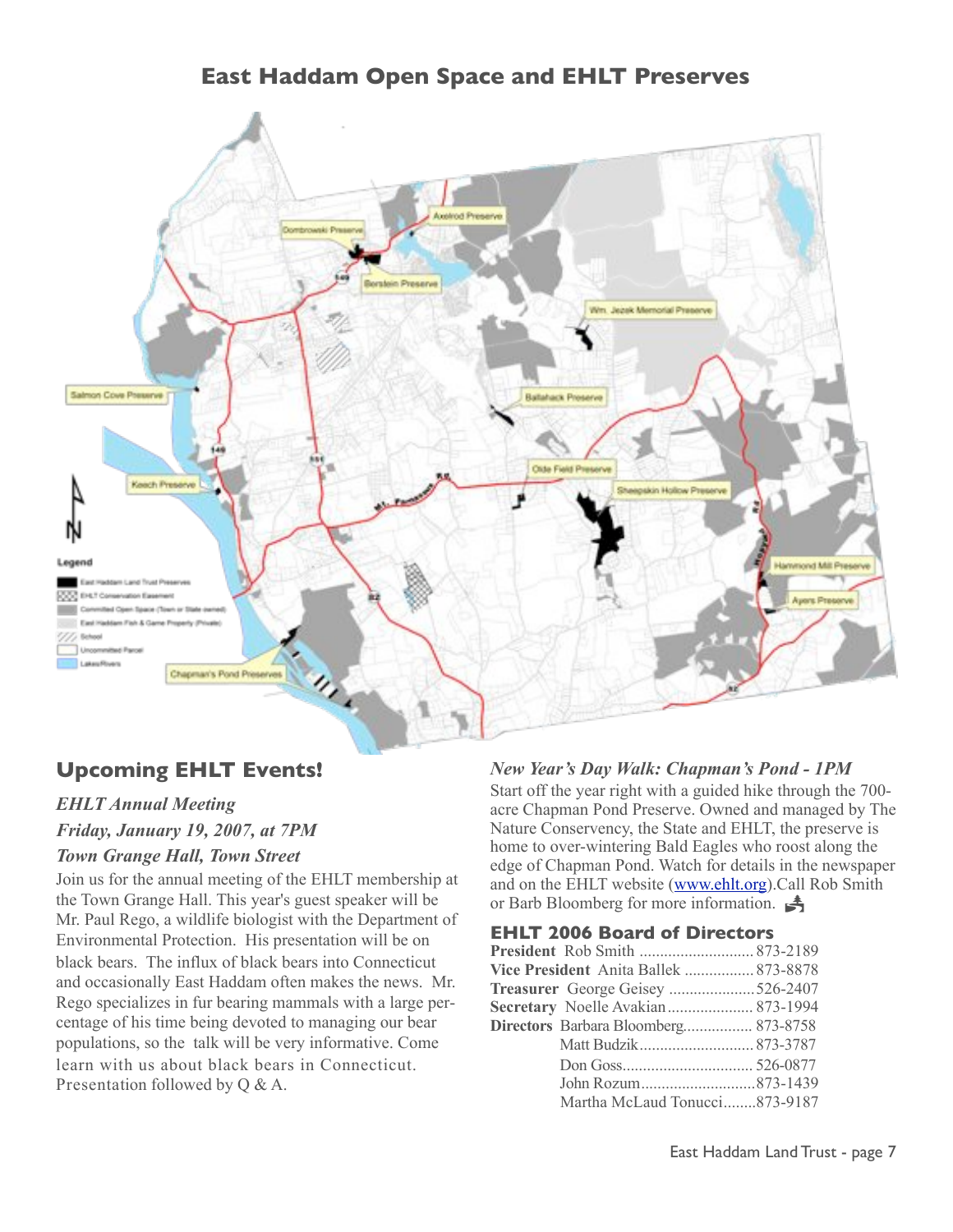## East Haddam Open Space and EHLT Preserves

## Upcoming EHLT Events!

### *EHLT Annual Meeting*

### *Friday, January 19, 2007, at 7PM*

### *Town Grange Hall, Town Street*

Join us for the annual meeting of the EHLT membership at the Town Grange Hall. This year's guest speaker will be Mr. Paul Rego, a wildlife biologist with the Department of Environmental Protection. His presentation will be on black bears. The influx of black bears into Connecticut and occasionally East Haddam often makes the news. Mr. Rego specializes in fur bearing mammals with a large percentage of his time being devoted to managing our bear populations, so the talk will be very informative. Come learn with us about black bears in Connecticut. Presentation followed by Q & A.

### *New Year's Day Walk: Chapman's Pond - 1PM*

Start off the year right with a guided hike through the 700-acre Chapman Pond Preserve. Owned and managed by The Nature Conservency, the State and EHLT, the preserve is home to over-wintering Bald Eagles who roost along the edge of Chapman Pond. Watch for details in the newspaper and on the EHLT website (www.ehlt.org).Call Rob Smith or Barb Bloomberg for more information.

## EHLT 2006 Board of Directors

| | | |
|---|---|---|
| **President** | Rob Smith | 873-2189 |
| **Vice President** | Anita Ballek | 873-8878 |
| **Treasurer** | George Geisey | 526-2407 |
| **Secretary** | Noelle Avakian | 873-1994 |
| **Directors** | Barbara Bloomberg | 873-8758 |
| | Matt Budzik | 873-3787 |
| | Don Goss | 526-0877 |
| | John Rozum | 873-1439 |
| | Martha McLaud Tonucci | 873-9187 |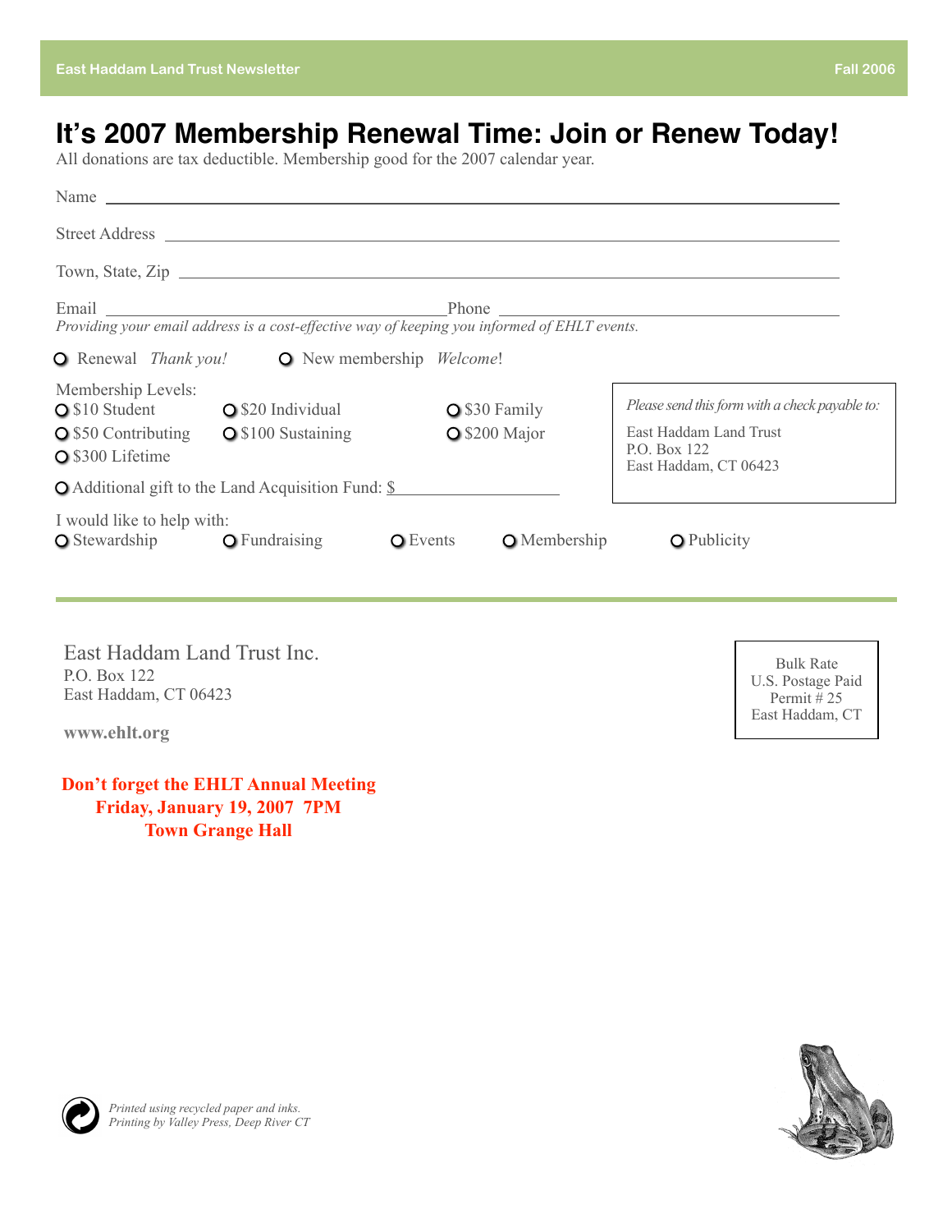# It's 2007 Membership Renewal Time: Join or Renew Today!

All donations are tax deductible. Membership good for the 2007 calendar year.

Name ______________________________________________

Street Address ______________________________________________

Town, State, Zip ______________________________________________

Email ______________________ Phone ______________________

*Providing your email address is a cost-effective way of keeping you informed of EHLT events.*

- ○ Renewal *Thank you!*
- ○ New membership *Welcome*!

Membership Levels:

- ○ $10 Student
- ○ $20 Individual
- ○ $30 Family
- ○ $50 Contributing
- ○ $100 Sustaining
- ○ $200 Major
- ○ $300 Lifetime

○ Additional gift to the Land Acquisition Fund: $ ____________

*Please send this form with a check payable to:*

East Haddam Land Trust
P.O. Box 122
East Haddam, CT 06423

I would like to help with:

- ○ Stewardship
- ○ Fundraising
- ○ Events
- ○ Membership
- ○ Publicity

---

East Haddam Land Trust Inc.
P.O. Box 122
East Haddam, CT 06423

**www.ehlt.org**

Bulk Rate
U.S. Postage Paid
Permit # 25
East Haddam, CT

**Don't forget the EHLT Annual Meeting**
**Friday, January 19, 2007 7PM**
**Town Grange Hall**

*Printed using recycled paper and inks.*
*Printing by Valley Press, Deep River CT*